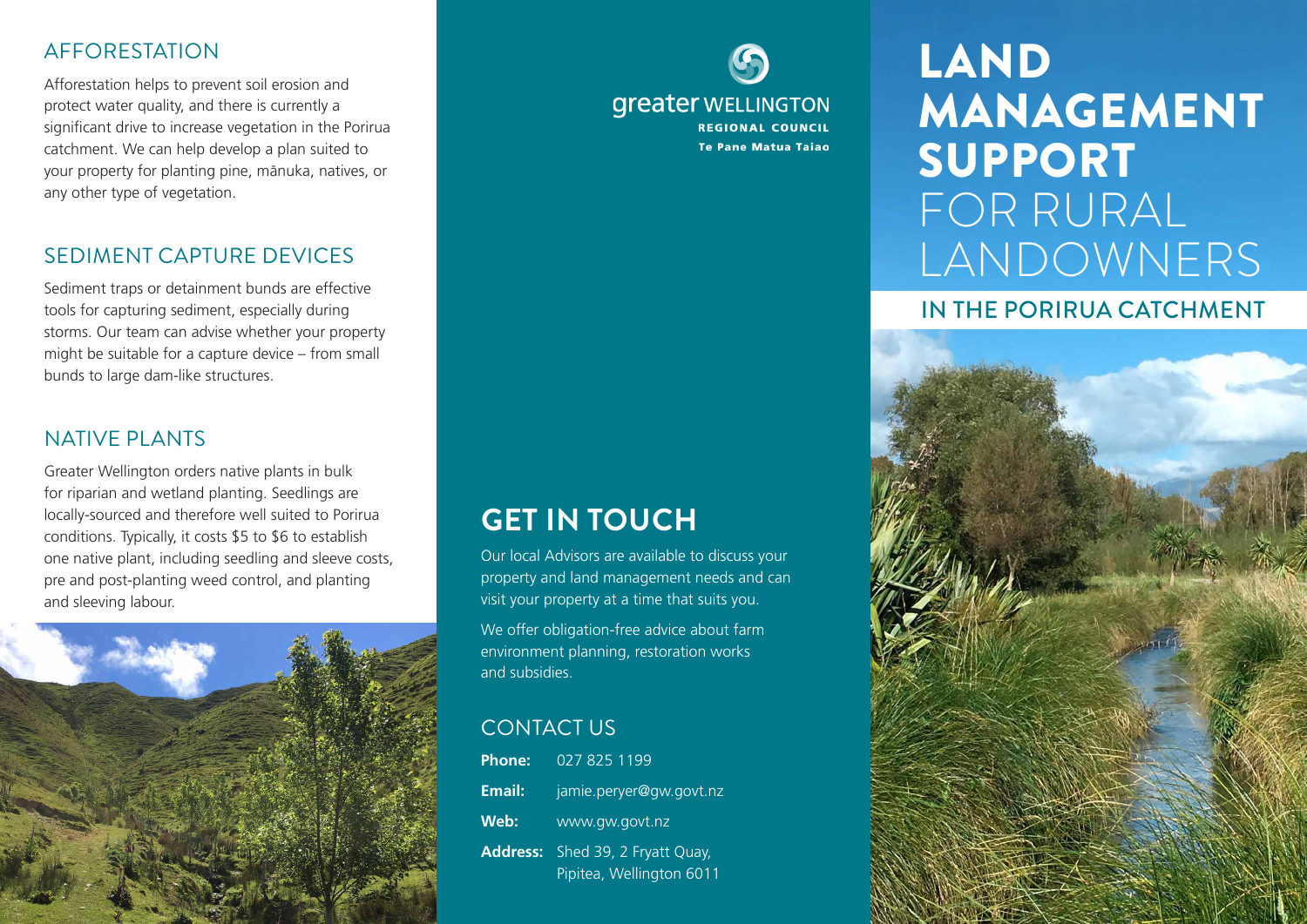## AFFORESTATION

Afforestation helps to prevent soil erosion and protect water quality, and there is currently a significant drive to increase vegetation in the Porirua catchment. We can help develop a plan suited to your property for planting pine, mānuka, natives, or any other type of vegetation.

## SEDIMENT CAPTURE DEVICES

Sediment traps or detainment bunds are effective tools for capturing sediment, especially during storms. Our team can advise whether your property might be suitable for a capture device – from small bunds to large dam-like structures.

## NATIVE PLANTS

Greater Wellington orders native plants in bulk for riparian and wetland planting. Seedlings are locally-sourced and therefore well suited to Porirua conditions. Typically, it costs $5 to $6 to establish one native plant, including seedling and sleeve costs, pre and post-planting weed control, and planting and sleeving labour.

greater WELLINGTON
REGIONAL COUNCIL
Te Pane Matua Taiao

# GET IN TOUCH

Our local Advisors are available to discuss your property and land management needs and can visit your property at a time that suits you.

We offer obligation-free advice about farm environment planning, restoration works and subsidies.

## CONTACT US

**Phone:** 027 825 1199

**Email:** jamie.peryer@gw.govt.nz

**Web:** www.gw.govt.nz

**Address:** Shed 39, 2 Fryatt Quay, Pipitea, Wellington 6011

# LAND MANAGEMENT SUPPORT FOR RURAL LANDOWNERS

## IN THE PORIRUA CATCHMENT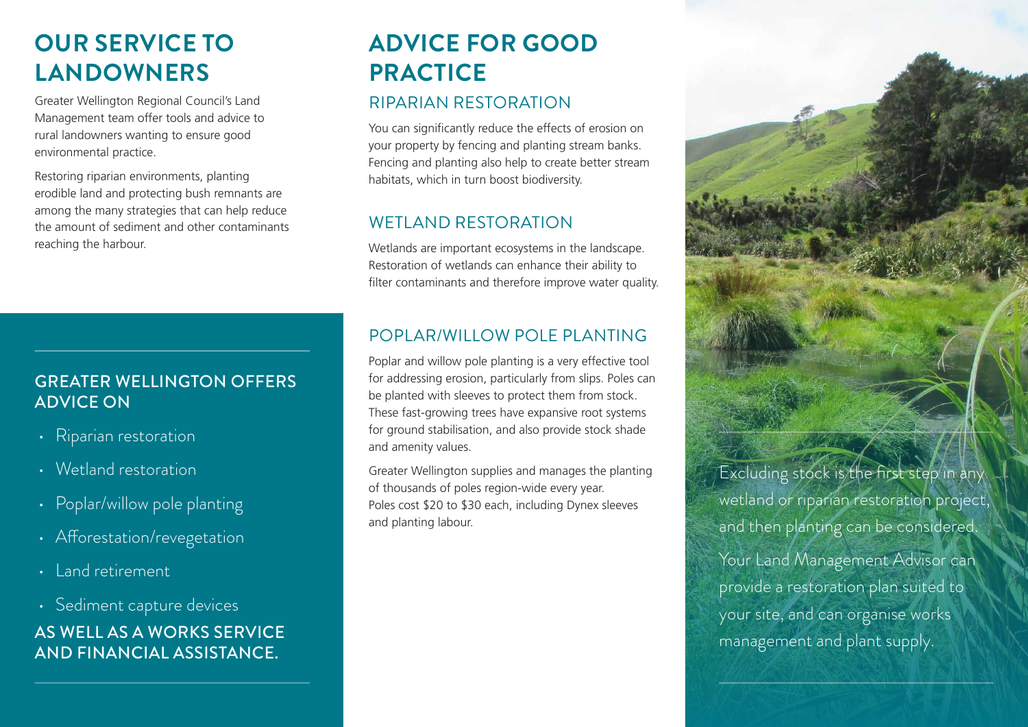# OUR SERVICE TO LANDOWNERS

Greater Wellington Regional Council's Land Management team offer tools and advice to rural landowners wanting to ensure good environmental practice.

Restoring riparian environments, planting erodible land and protecting bush remnants are among the many strategies that can help reduce the amount of sediment and other contaminants reaching the harbour.

## GREATER WELLINGTON OFFERS ADVICE ON

- Riparian restoration
- Wetland restoration
- Poplar/willow pole planting
- Afforestation/revegetation
- Land retirement
- Sediment capture devices

**AS WELL AS A WORKS SERVICE AND FINANCIAL ASSISTANCE.**

# ADVICE FOR GOOD PRACTICE

## RIPARIAN RESTORATION

You can significantly reduce the effects of erosion on your property by fencing and planting stream banks. Fencing and planting also help to create better stream habitats, which in turn boost biodiversity.

## WETLAND RESTORATION

Wetlands are important ecosystems in the landscape. Restoration of wetlands can enhance their ability to filter contaminants and therefore improve water quality.

## POPLAR/WILLOW POLE PLANTING

Poplar and willow pole planting is a very effective tool for addressing erosion, particularly from slips. Poles can be planted with sleeves to protect them from stock. These fast-growing trees have expansive root systems for ground stabilisation, and also provide stock shade and amenity values.

Greater Wellington supplies and manages the planting of thousands of poles region-wide every year. Poles cost $20 to $30 each, including Dynex sleeves and planting labour.

Excluding stock is the first step in any wetland or riparian restoration project, and then planting can be considered.

Your Land Management Advisor can provide a restoration plan suited to your site, and can organise works management and plant supply.